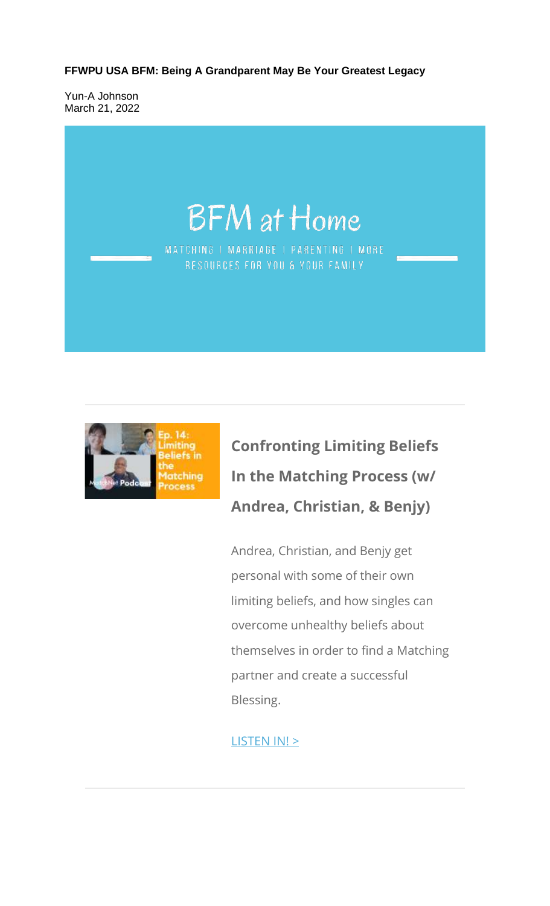**FFWPU USA BFM: Being A Grandparent May Be Your Greatest Legacy**

Yun-A Johnson
March 21, 2022

# BFM at Home

MATCHING | MARRIAGE | PARENTING | MORE
RESOURCES FOR YOU & YOUR FAMILY

## Confronting Limiting Beliefs In the Matching Process (w/ Andrea, Christian, & Benjy)

Andrea, Christian, and Benjy get personal with some of their own limiting beliefs, and how singles can overcome unhealthy beliefs about themselves in order to find a Matching partner and create a successful Blessing.

LISTEN IN! >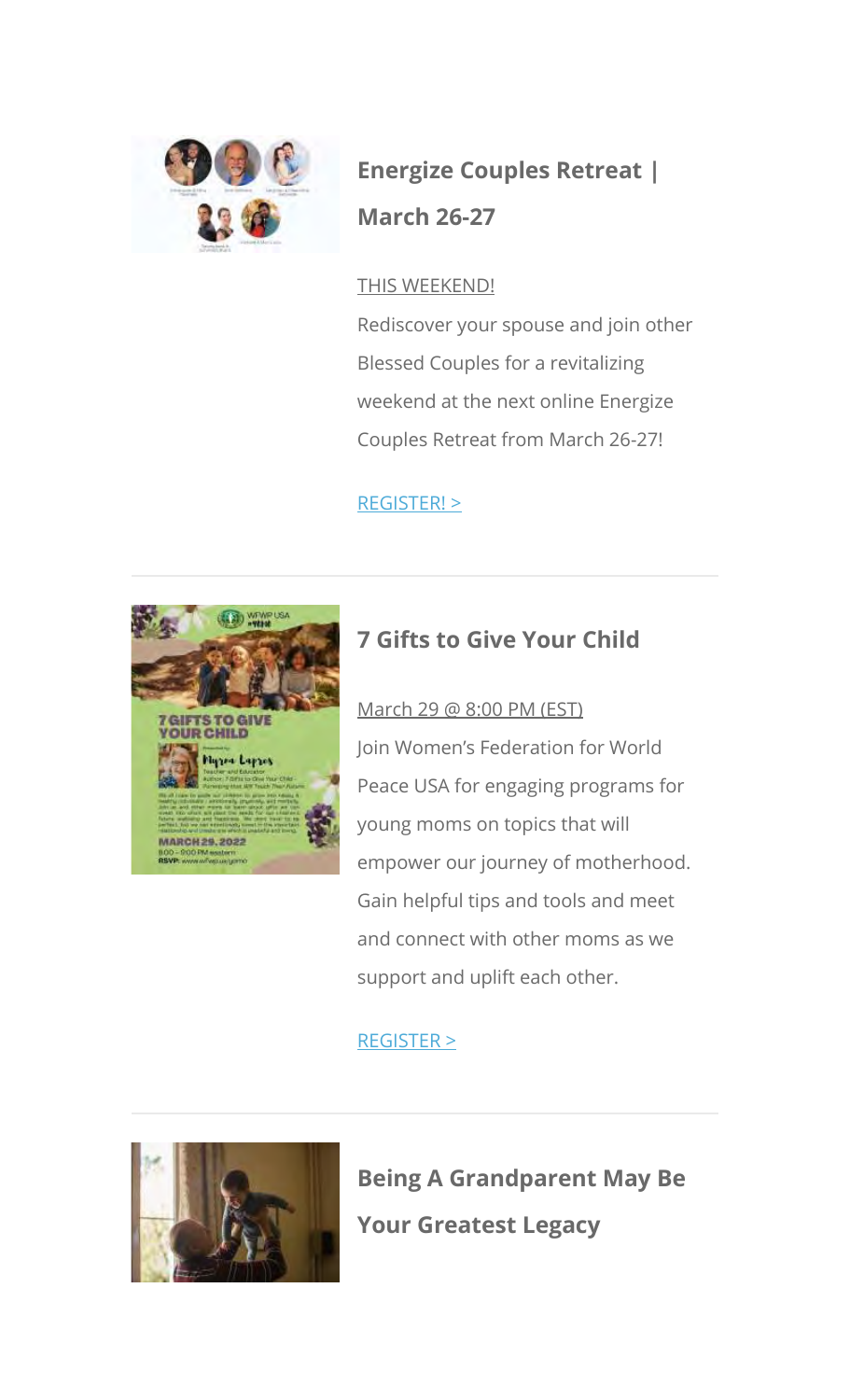### Energize Couples Retreat | March 26-27

THIS WEEKEND!

Rediscover your spouse and join other Blessed Couples for a revitalizing weekend at the next online Energize Couples Retreat from March 26-27!

REGISTER! >

---

### 7 Gifts to Give Your Child

March 29 @ 8:00 PM (EST)

Join Women's Federation for World Peace USA for engaging programs for young moms on topics that will empower our journey of motherhood. Gain helpful tips and tools and meet and connect with other moms as we support and uplift each other.

REGISTER >

---

### Being A Grandparent May Be Your Greatest Legacy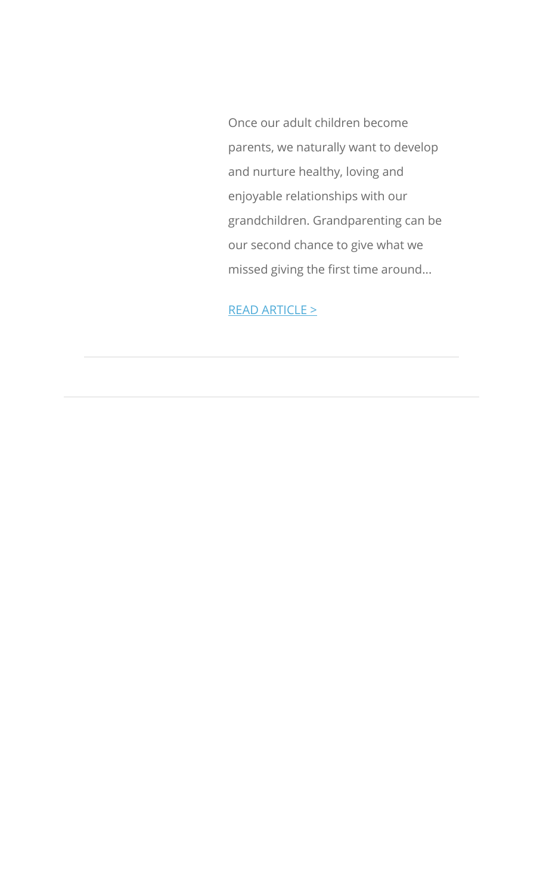Once our adult children become parents, we naturally want to develop and nurture healthy, loving and enjoyable relationships with our grandchildren. Grandparenting can be our second chance to give what we missed giving the first time around...

READ ARTICLE >

---

---